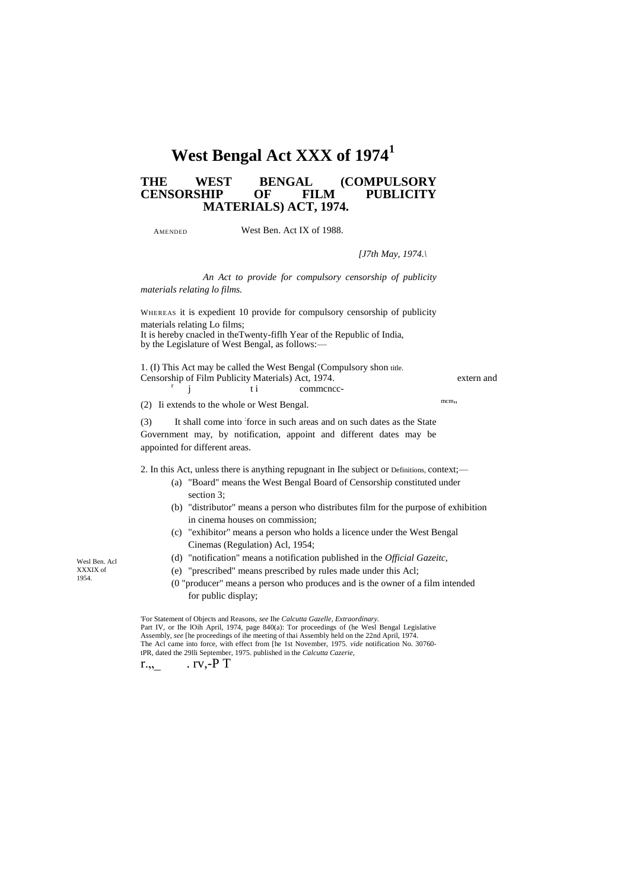# West Bengal Act XXX of 1974[1]

## THE WEST BENGAL (COMPULSORY CENSORSHIP OF FILM PUBLICITY MATERIALS) ACT, 1974.

AMENDED West Ben. Act IX of 1988.

*[J7th May, 1974.\*

*An Act to provide for compulsory censorship of publicity materials relating lo films.*

WHEREAS it is expedient 10 provide for compulsory censorship of publicity materials relating Lo films;
It is hereby cnacled in theTwenty-fiflh Year of the Republic of India, by the Legislature of West Bengal, as follows:—

Shon title. extern and commcncc- mcm.

1. (I) This Act may be called the West Bengal (Compulsory Censorship of Film Publicity Materials) Act, 1974.

(2) Ii extends to the whole or West Bengal.

(3) It shall come into force in such areas and on such dates as the State Government may, by notification, appoint and different dates may be appointed for different areas.

Definitions.

2. In this Act, unless there is anything repugnant in Ihe subject or context;—

(a) "Board" means the West Bengal Board of Censorship constituted under section 3;

(b) "distributor" means a person who distributes film for the purpose of exhibition in cinema houses on commission;

(c) "exhibitor" means a person who holds a licence under the West Bengal Cinemas (Regulation) Acl, 1954;

Wesl Ben. Acl XXXIX of 1954.

(d) "notification" means a notification published in the *Official Gazeitc,*

(e) "prescribed" means prescribed by rules made under this Acl;

(0 "producer" means a person who produces and is the owner of a film intended for public display;

[1]For Statement of Objects and Reasons, *see* Ihe *Calcutta Gazelle, Extraordinary.* Part IV, or Ihe lOih April, 1974, page 840(a): Tor proceedings of (he Wesl Bengal Legislative Assembly, *see* [he proceedings of ihe meeting of thai Assembly held on the 22nd April, 1974.
The Acl came into force, with effect from [he 1st November, 1975. *vide* notification No. 30760-tPR, dated the 29lli September, 1975. published in the *Calcutta Cazerie,*

r.,,_ . rv,-P T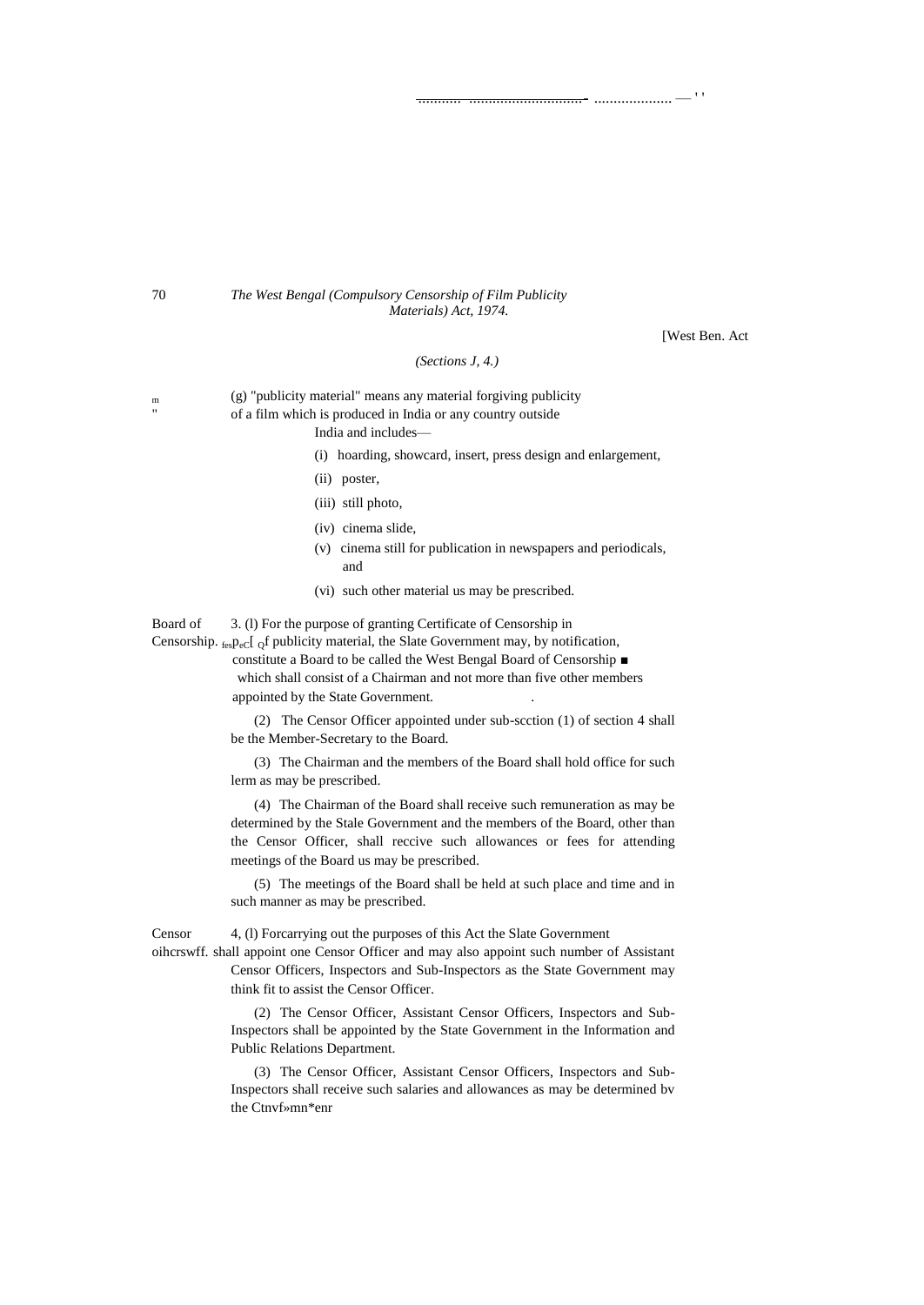*(Sections J, 4.)*

(g) "publicity material" means any material forgiving publicity of a film which is produced in India or any country outside India and includes—

(i) hoarding, showcard, insert, press design and enlargement,

(ii) poster,

(iii) still photo,

(iv) cinema slide,

(v) cinema still for publication in newspapers and periodicals, and

(vi) such other material us may be prescribed.

Board of Censorship.

3. (l) For the purpose of granting Certificate of Censorship in respect of publicity material, the Slate Government may, by notification, constitute a Board to be called the West Bengal Board of Censorship which shall consist of a Chairman and not more than five other members appointed by the State Government.

(2) The Censor Officer appointed under sub-scction (1) of section 4 shall be the Member-Secretary to the Board.

(3) The Chairman and the members of the Board shall hold office for such lerm as may be prescribed.

(4) The Chairman of the Board shall receive such remuneration as may be determined by the Stale Government and the members of the Board, other than the Censor Officer, shall reccive such allowances or fees for attending meetings of the Board us may be prescribed.

(5) The meetings of the Board shall be held at such place and time and in such manner as may be prescribed.

Censor oihcrswff.

4, (l) Forcarrying out the purposes of this Act the Slate Government shall appoint one Censor Officer and may also appoint such number of Assistant Censor Officers, Inspectors and Sub-Inspectors as the State Government may think fit to assist the Censor Officer.

(2) The Censor Officer, Assistant Censor Officers, Inspectors and Sub-Inspectors shall be appointed by the State Government in the Information and Public Relations Department.

(3) The Censor Officer, Assistant Censor Officers, Inspectors and Sub-Inspectors shall receive such salaries and allowances as may be determined bv the Ctnvf»mn*enr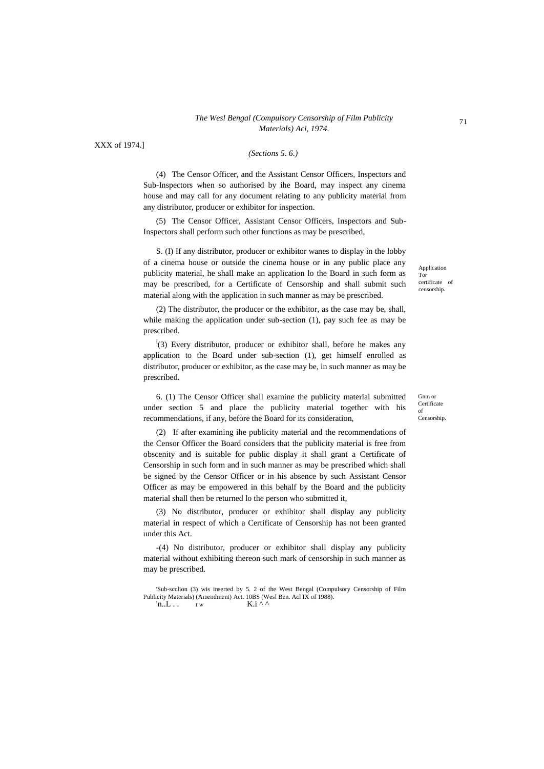XXX of 1974.]

*(Sections 5. 6.)*

(4) The Censor Officer, and the Assistant Censor Officers, Inspectors and Sub-Inspectors when so authorised by ihe Board, may inspect any cinema house and may call for any document relating to any publicity material from any distributor, producer or exhibitor for inspection.

(5) The Censor Officer, Assistant Censor Officers, Inspectors and Sub-Inspectors shall perform such other functions as may be prescribed,

Application Tor certificate of censorship.

S. (I) If any distributor, producer or exhibitor wanes to display in the lobby of a cinema house or outside the cinema house or in any public place any publicity material, he shall make an application lo the Board in such form as may be prescribed, for a Certificate of Censorship and shall submit such material along with the application in such manner as may be prescribed.

(2) The distributor, the producer or the exhibitor, as the case may be, shall, while making the application under sub-section (1), pay such fee as may be prescribed.

[1](3) Every distributor, producer or exhibitor shall, before he makes any application to the Board under sub-section (1), get himself enrolled as distributor, producer or exhibitor, as the case may be, in such manner as may be prescribed.

Gnm or Certificate of Censorship.

6. (1) The Censor Officer shall examine the publicity material submitted under section 5 and place the publicity material together with his recommendations, if any, before the Board for its consideration,

(2) If after examining ihe publicity material and the recommendations of the Censor Officer the Board considers that the publicity material is free from obscenity and is suitable for public display it shall grant a Certificate of Censorship in such form and in such manner as may be prescribed which shall be signed by the Censor Officer or in his absence by such Assistant Censor Officer as may be empowered in this behalf by the Board and the publicity material shall then be returned lo the person who submitted it,

(3) No distributor, producer or exhibitor shall display any publicity material in respect of which a Certificate of Censorship has not been granted under this Act.

-(4) No distributor, producer or exhibitor shall display any publicity material without exhibiting thereon such mark of censorship in such manner as may be prescribed.

'Sub-scclion (3) wis inserted by 5. 2 of the West Bengal (Compulsory Censorship of Film Publicity Materials) (Amendment) Act. 10BS (Wesl Ben. Acl IX of 1988).

'n..L . . *t w* K.i ^ ^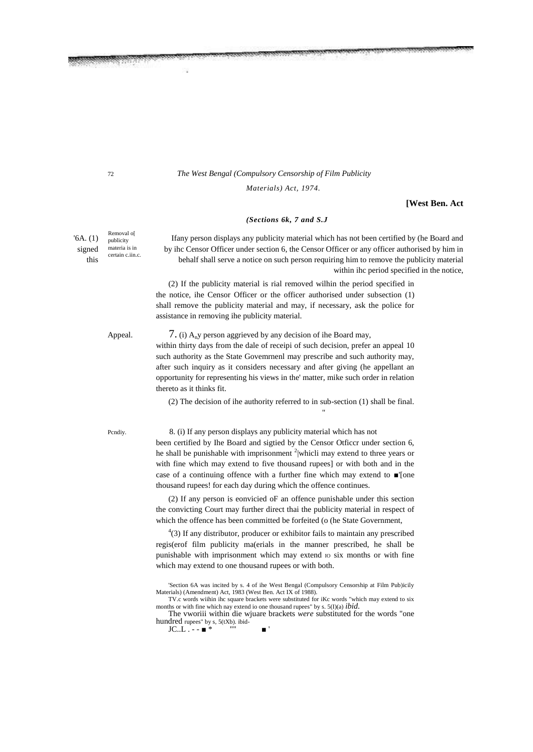*(Sections 6k, 7 and S.J*

'6A. (1) signed this — Removal o[ publicity materia is in certain c.iin.c.

Ifany person displays any publicity material which has not been certified by (he Board and by ihc Censor Officer under section 6, the Censor Officer or any officer authorised by him in behalf shall serve a notice on such person requiring him to remove the publicity material within ihc period specified in the notice,

(2) If the publicity material is rial removed wilhin the period specified in the notice, ihe Censor Officer or the officer authorised under subsection (1) shall remove the publicity material and may, if necessary, ask the police for assistance in removing ihe publicity material.

Appeal.

7. (i) $A_n$y person aggrieved by any decision of ihe Board may, within thirty days from the dale of receipi of such decision, prefer an appeal 10 such authority as the State Govemrnenl may prescribe and such authority may, after such inquiry as it considers necessary and after giving (he appellant an opportunity for representing his views in the' matter, mike such order in relation thereto as it thinks fit.

(2) The decision of ihe authority referred to in sub-section (1) shall be final.

Pcndiy.

8. (i) If any person displays any publicity material which has not been certified by Ihe Board and sigtied by the Censor Otficcr under section 6, he shall be punishable with imprisonment [2]|whicli may extend to three years or with fine which may extend to five thousand rupees] or with both and in the case of a continuing offence with a further fine which may extend to ■'[one thousand rupees! for each day during which the offence continues.

(2) If any person is eonvicied oF an offence punishable under this section the convicting Court may further direct thai the publicity material in respect of which the offence has been committed be forfeited (o (he State Government,

[4](3) If any distributor, producer or exhibitor fails to maintain any prescribed regis(erof film publicity ma(erials in the manner prescribed, he shall be punishable with imprisonment which may extend IO six months or with fine which may extend to one thousand rupees or with both.

'Section 6A was incited by s. 4 of ihe West Bengal (Compulsory Censorship at Film Pub)icily Materials) (Amendment) Act, 1983 (West Ben. Act IX of 1988).

TV.c words wiihin ihc square brackets were substituted for iKc words "which may extend to six months or with fine which nay extend io one thousand rupees" by s. 5(I)(a) *ibid.*

The vworiii within die wjuare brackets *were* substituted for the words "one hundred rupees" by s, 5(tXb). ibid-

JC..L . - - ■ * "" ■ '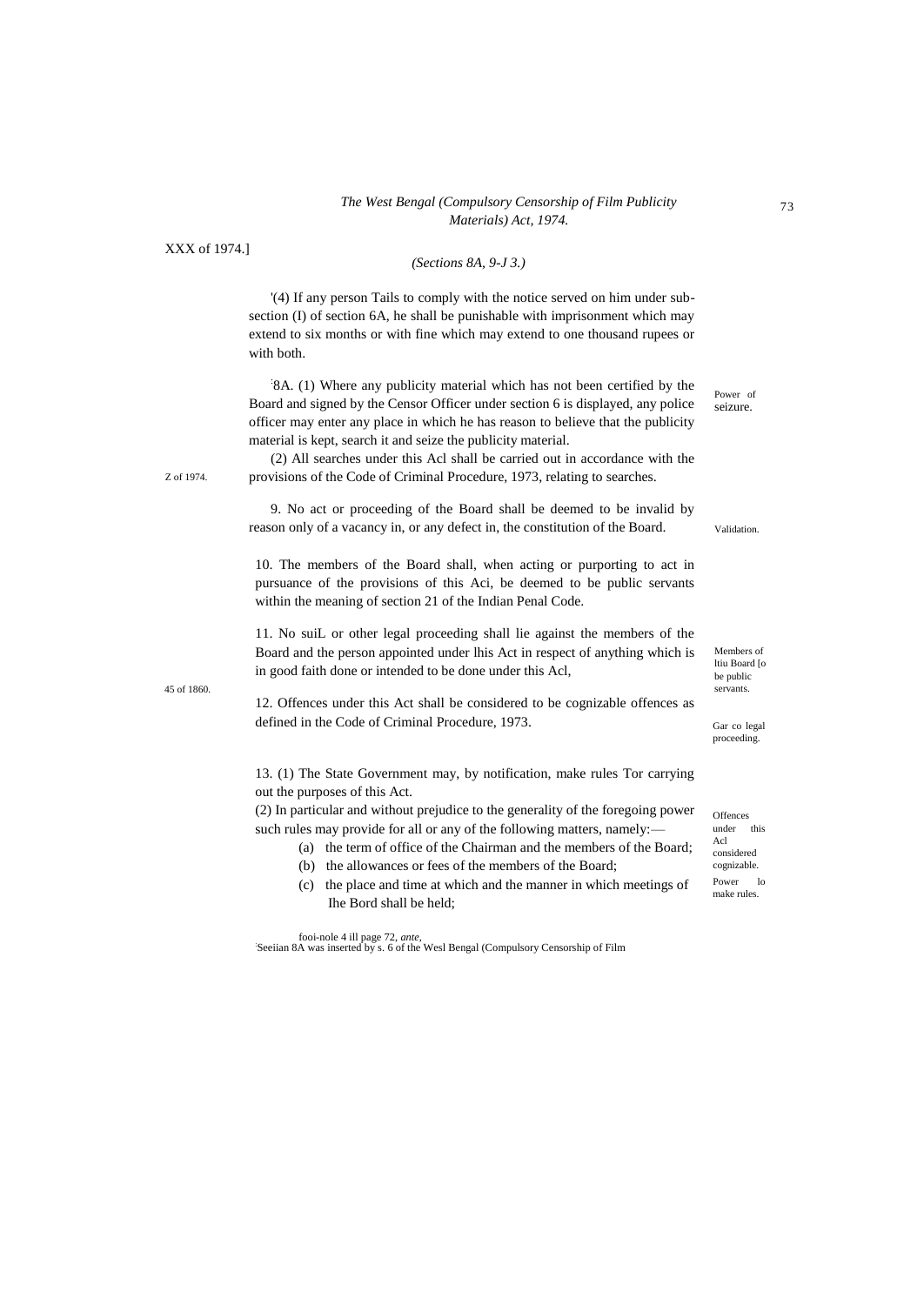XXX of 1974.]

*(Sections 8A, 9-J 3.)*

'(4) If any person Tails to comply with the notice served on him under sub-section (I) of section 6A, he shall be punishable with imprisonment which may extend to six months or with fine which may extend to one thousand rupees or with both.

Power of seizure.

:8A. (1) Where any publicity material which has not been certified by the Board and signed by the Censor Officer under section 6 is displayed, any police officer may enter any place in which he has reason to believe that the publicity material is kept, search it and seize the publicity material.

(2) All searches under this Acl shall be carried out in accordance with the provisions of the Code of Criminal Procedure, 1973, relating to searches.

Z of 1974.

Validation.

9. No act or proceeding of the Board shall be deemed to be invalid by reason only of a vacancy in, or any defect in, the constitution of the Board.

Members of ltiu Board [o be public servants.

10. The members of the Board shall, when acting or purporting to act in pursuance of the provisions of this Aci, be deemed to be public servants within the meaning of section 21 of the Indian Penal Code.

45 of 1860.

Gar co legal proceeding.

11. No suiL or other legal proceeding shall lie against the members of the Board and the person appointed under lhis Act in respect of anything which is in good faith done or intended to be done under this Acl,

Offences under this Acl considered cognizable.

12. Offences under this Act shall be considered to be cognizable offences as defined in the Code of Criminal Procedure, 1973.

Power lo make rules.

13. (1) The State Government may, by notification, make rules Tor carrying out the purposes of this Act.

(2) In particular and without prejudice to the generality of the foregoing power such rules may provide for all or any of the following matters, namely:—

(a) the term of office of the Chairman and the members of the Board;

(b) the allowances or fees of the members of the Board;

(c) the place and time at which and the manner in which meetings of Ihe Bord shall be held;

fooi-nole 4 ill page 72, *ante*,

:Seeiian 8A was inserted by s. 6 of the Wesl Bengal (Compulsory Censorship of Film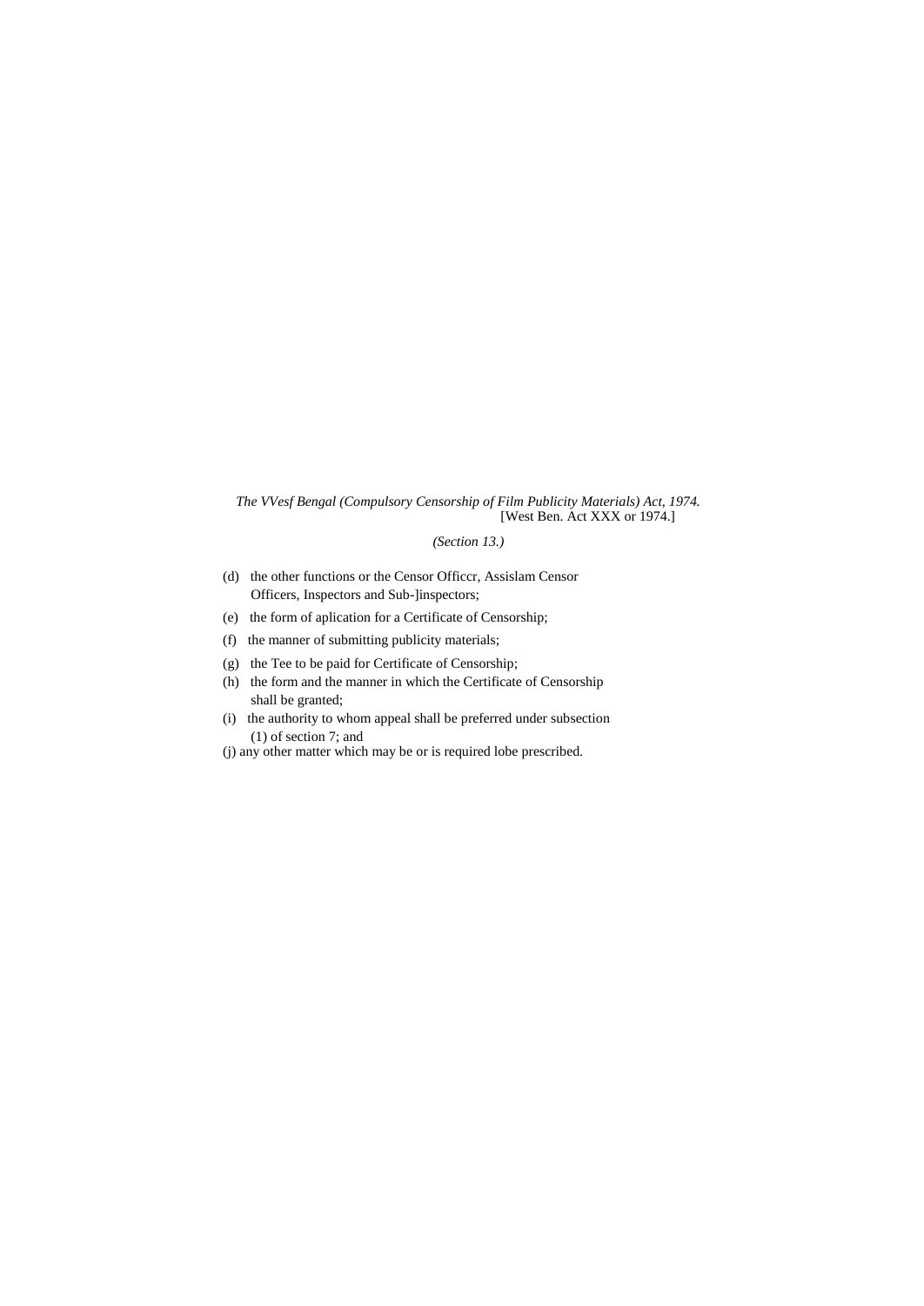*The VVesf Bengal (Compulsory Censorship of Film Publicity Materials) Act, 1974.*
[West Ben. Act XXX or 1974.]

*(Section 13.)*

(d) the other functions or the Censor Officcr, Assislam Censor Officers, Inspectors and Sub-]inspectors;

(e) the form of aplication for a Certificate of Censorship;

(f) the manner of submitting publicity materials;

(g) the Tee to be paid for Certificate of Censorship;

(h) the form and the manner in which the Certificate of Censorship shall be granted;

(i) the authority to whom appeal shall be preferred under subsection (1) of section 7; and

(j) any other matter which may be or is required lobe prescribed.